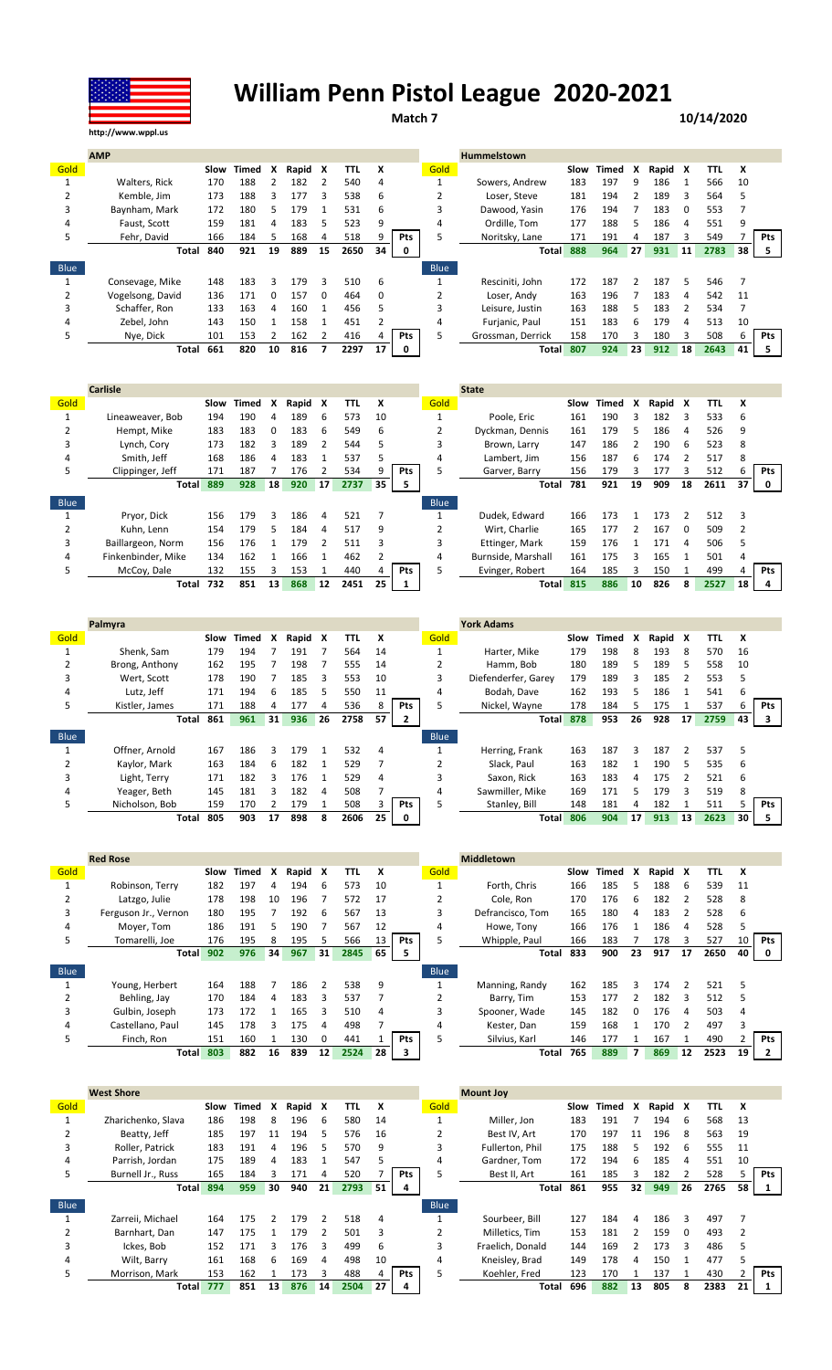# William Penn Pistol League 2020-2021

http://www.wppl.us

**Match 7** 10/14/2020

## AMP vs Hummelstown

| AMP | | Slow | Timed | X | Rapid | X | TTL | X | |
|---|---|---|---|---|---|---|---|---|---|
| Gold | | | | | | | | | |
| 1 | Walters, Rick | 170 | 188 | 2 | 182 | 2 | 540 | 4 | |
| 2 | Kemble, Jim | 173 | 188 | 3 | 177 | 3 | 538 | 6 | |
| 3 | Baynham, Mark | 172 | 180 | 5 | 179 | 1 | 531 | 6 | |
| 4 | Faust, Scott | 159 | 181 | 4 | 183 | 5 | 523 | 9 | |
| 5 | Fehr, David | 166 | 184 | 5 | 168 | 4 | 518 | 9 | Pts |
| | Total | 840 | 921 | 19 | 889 | 15 | 2650 | 34 | 0 |
| Blue | | | | | | | | | |
| 1 | Consevage, Mike | 148 | 183 | 3 | 179 | 3 | 510 | 6 | |
| 2 | Vogelsong, David | 136 | 171 | 0 | 157 | 0 | 464 | 0 | |
| 3 | Schaffer, Ron | 133 | 163 | 4 | 160 | 1 | 456 | 5 | |
| 4 | Zebel, John | 143 | 150 | 1 | 158 | 1 | 451 | 2 | |
| 5 | Nye, Dick | 101 | 153 | 2 | 162 | 2 | 416 | 4 | Pts |
| | Total | 661 | 820 | 10 | 816 | 7 | 2297 | 17 | 0 |

| Hummelstown | | Slow | Timed | X | Rapid | X | TTL | X | |
|---|---|---|---|---|---|---|---|---|---|
| Gold | | | | | | | | | |
| 1 | Sowers, Andrew | 183 | 197 | 9 | 186 | 1 | 566 | 10 | |
| 2 | Loser, Steve | 181 | 194 | 2 | 189 | 3 | 564 | 5 | |
| 3 | Dawood, Yasin | 176 | 194 | 7 | 183 | 0 | 553 | 7 | |
| 4 | Ordille, Tom | 177 | 188 | 5 | 186 | 4 | 551 | 9 | |
| 5 | Noritsky, Lane | 171 | 191 | 4 | 187 | 3 | 549 | 7 | Pts |
| | Total | 888 | 964 | 27 | 931 | 11 | 2783 | 38 | 5 |
| Blue | | | | | | | | | |
| 1 | Resciniti, John | 172 | 187 | 2 | 187 | 5 | 546 | 7 | |
| 2 | Loser, Andy | 163 | 196 | 7 | 183 | 4 | 542 | 11 | |
| 3 | Leisure, Justin | 163 | 188 | 5 | 183 | 2 | 534 | 7 | |
| 4 | Furjanic, Paul | 151 | 183 | 6 | 179 | 4 | 513 | 10 | |
| 5 | Grossman, Derrick | 158 | 170 | 3 | 180 | 3 | 508 | 6 | Pts |
| | Total | 807 | 924 | 23 | 912 | 18 | 2643 | 41 | 5 |

## Carlisle vs State

| Carlisle | | Slow | Timed | X | Rapid | X | TTL | X | |
|---|---|---|---|---|---|---|---|---|---|
| Gold | | | | | | | | | |
| 1 | Lineaweaver, Bob | 194 | 190 | 4 | 189 | 6 | 573 | 10 | |
| 2 | Hempt, Mike | 183 | 183 | 0 | 183 | 6 | 549 | 6 | |
| 3 | Lynch, Cory | 173 | 182 | 3 | 189 | 2 | 544 | 5 | |
| 4 | Smith, Jeff | 168 | 186 | 4 | 183 | 1 | 537 | 5 | |
| 5 | Clippinger, Jeff | 171 | 187 | 7 | 176 | 2 | 534 | 9 | Pts |
| | Total | 889 | 928 | 18 | 920 | 17 | 2737 | 35 | 5 |
| Blue | | | | | | | | | |
| 1 | Pryor, Dick | 156 | 179 | 3 | 186 | 4 | 521 | 7 | |
| 2 | Kuhn, Lenn | 154 | 179 | 5 | 184 | 4 | 517 | 9 | |
| 3 | Baillargeon, Norm | 156 | 176 | 1 | 179 | 2 | 511 | 3 | |
| 4 | Finkenbinder, Mike | 134 | 162 | 1 | 166 | 1 | 462 | 2 | |
| 5 | McCoy, Dale | 132 | 155 | 3 | 153 | 1 | 440 | 4 | Pts |
| | Total | 732 | 851 | 13 | 868 | 12 | 2451 | 25 | 1 |

| State | | Slow | Timed | X | Rapid | X | TTL | X | |
|---|---|---|---|---|---|---|---|---|---|
| Gold | | | | | | | | | |
| 1 | Poole, Eric | 161 | 190 | 3 | 182 | 3 | 533 | 6 | |
| 2 | Dyckman, Dennis | 161 | 179 | 5 | 186 | 4 | 526 | 9 | |
| 3 | Brown, Larry | 147 | 186 | 2 | 190 | 6 | 523 | 8 | |
| 4 | Lambert, Jim | 156 | 187 | 6 | 174 | 2 | 517 | 8 | |
| 5 | Garver, Barry | 156 | 179 | 3 | 177 | 3 | 512 | 6 | Pts |
| | Total | 781 | 921 | 19 | 909 | 18 | 2611 | 37 | 0 |
| Blue | | | | | | | | | |
| 1 | Dudek, Edward | 166 | 173 | 1 | 173 | 2 | 512 | 3 | |
| 2 | Wirt, Charlie | 165 | 177 | 2 | 167 | 0 | 509 | 2 | |
| 3 | Ettinger, Mark | 159 | 176 | 1 | 171 | 4 | 506 | 5 | |
| 4 | Burnside, Marshall | 161 | 175 | 3 | 165 | 1 | 501 | 4 | |
| 5 | Evinger, Robert | 164 | 185 | 3 | 150 | 1 | 499 | 4 | Pts |
| | Total | 815 | 886 | 10 | 826 | 8 | 2527 | 18 | 4 |

## Palmyra vs York Adams

| Palmyra | | Slow | Timed | X | Rapid | X | TTL | X | |
|---|---|---|---|---|---|---|---|---|---|
| Gold | | | | | | | | | |
| 1 | Shenk, Sam | 179 | 194 | 7 | 191 | 7 | 564 | 14 | |
| 2 | Brong, Anthony | 162 | 195 | 7 | 198 | 7 | 555 | 14 | |
| 3 | Wert, Scott | 178 | 190 | 7 | 185 | 3 | 553 | 10 | |
| 4 | Lutz, Jeff | 171 | 194 | 6 | 185 | 5 | 550 | 11 | |
| 5 | Kistler, James | 171 | 188 | 4 | 177 | 4 | 536 | 8 | Pts |
| | Total | 861 | 961 | 31 | 936 | 26 | 2758 | 57 | 2 |
| Blue | | | | | | | | | |
| 1 | Offner, Arnold | 167 | 186 | 3 | 179 | 1 | 532 | 4 | |
| 2 | Kaylor, Mark | 163 | 184 | 6 | 182 | 1 | 529 | 7 | |
| 3 | Light, Terry | 171 | 182 | 3 | 176 | 1 | 529 | 4 | |
| 4 | Yeager, Beth | 145 | 181 | 3 | 182 | 4 | 508 | 7 | |
| 5 | Nicholson, Bob | 159 | 170 | 2 | 179 | 1 | 508 | 3 | Pts |
| | Total | 805 | 903 | 17 | 898 | 8 | 2606 | 25 | 0 |

| York Adams | | Slow | Timed | X | Rapid | X | TTL | X | |
|---|---|---|---|---|---|---|---|---|---|
| Gold | | | | | | | | | |
| 1 | Harter, Mike | 179 | 198 | 8 | 193 | 8 | 570 | 16 | |
| 2 | Hamm, Bob | 180 | 189 | 5 | 189 | 5 | 558 | 10 | |
| 3 | Diefenderfer, Garey | 179 | 189 | 3 | 185 | 2 | 553 | 5 | |
| 4 | Bodah, Dave | 162 | 193 | 5 | 186 | 1 | 541 | 6 | |
| 5 | Nickel, Wayne | 178 | 184 | 5 | 175 | 1 | 537 | 6 | Pts |
| | Total | 878 | 953 | 26 | 928 | 17 | 2759 | 43 | 3 |
| Blue | | | | | | | | | |
| 1 | Herring, Frank | 163 | 187 | 3 | 187 | 2 | 537 | 5 | |
| 2 | Slack, Paul | 163 | 182 | 1 | 190 | 5 | 535 | 6 | |
| 3 | Saxon, Rick | 163 | 183 | 4 | 175 | 2 | 521 | 6 | |
| 4 | Sawmiller, Mike | 169 | 171 | 5 | 179 | 3 | 519 | 8 | |
| 5 | Stanley, Bill | 148 | 181 | 4 | 182 | 1 | 511 | 5 | Pts |
| | Total | 806 | 904 | 17 | 913 | 13 | 2623 | 30 | 5 |

## Red Rose vs Middletown

| Red Rose | | Slow | Timed | X | Rapid | X | TTL | X | |
|---|---|---|---|---|---|---|---|---|---|
| Gold | | | | | | | | | |
| 1 | Robinson, Terry | 182 | 197 | 4 | 194 | 6 | 573 | 10 | |
| 2 | Latzgo, Julie | 178 | 198 | 10 | 196 | 7 | 572 | 17 | |
| 3 | Ferguson Jr., Vernon | 180 | 195 | 7 | 192 | 6 | 567 | 13 | |
| 4 | Moyer, Tom | 186 | 191 | 5 | 190 | 7 | 567 | 12 | |
| 5 | Tomarelli, Joe | 176 | 195 | 8 | 195 | 5 | 566 | 13 | Pts |
| | Total | 902 | 976 | 34 | 967 | 31 | 2845 | 65 | 5 |
| Blue | | | | | | | | | |
| 1 | Young, Herbert | 164 | 188 | 7 | 186 | 2 | 538 | 9 | |
| 2 | Behling, Jay | 170 | 184 | 4 | 183 | 3 | 537 | 7 | |
| 3 | Gulbin, Joseph | 173 | 172 | 1 | 165 | 3 | 510 | 4 | |
| 4 | Castellano, Paul | 145 | 178 | 3 | 175 | 4 | 498 | 7 | |
| 5 | Finch, Ron | 151 | 160 | 1 | 130 | 0 | 441 | 1 | Pts |
| | Total | 803 | 882 | 16 | 839 | 12 | 2524 | 28 | 3 |

| Middletown | | Slow | Timed | X | Rapid | X | TTL | X | |
|---|---|---|---|---|---|---|---|---|---|
| Gold | | | | | | | | | |
| 1 | Forth, Chris | 166 | 185 | 5 | 188 | 6 | 539 | 11 | |
| 2 | Cole, Ron | 170 | 176 | 6 | 182 | 2 | 528 | 8 | |
| 3 | Defrancisco, Tom | 165 | 180 | 4 | 183 | 2 | 528 | 6 | |
| 4 | Howe, Tony | 166 | 176 | 1 | 186 | 4 | 528 | 5 | |
| 5 | Whipple, Paul | 166 | 183 | 7 | 178 | 3 | 527 | 10 | Pts |
| | Total | 833 | 900 | 23 | 917 | 17 | 2650 | 40 | 0 |
| Blue | | | | | | | | | |
| 1 | Manning, Randy | 162 | 185 | 3 | 174 | 2 | 521 | 5 | |
| 2 | Barry, Tim | 153 | 177 | 2 | 182 | 3 | 512 | 5 | |
| 3 | Spooner, Wade | 145 | 182 | 0 | 176 | 4 | 503 | 4 | |
| 4 | Kester, Dan | 159 | 168 | 1 | 170 | 2 | 497 | 3 | |
| 5 | Silvius, Karl | 146 | 177 | 1 | 167 | 1 | 490 | 2 | Pts |
| | Total | 765 | 889 | 7 | 869 | 12 | 2523 | 19 | 2 |

## West Shore vs Mount Joy

| West Shore | | Slow | Timed | X | Rapid | X | TTL | X | |
|---|---|---|---|---|---|---|---|---|---|
| Gold | | | | | | | | | |
| 1 | Zharichenko, Slava | 186 | 198 | 8 | 196 | 6 | 580 | 14 | |
| 2 | Beatty, Jeff | 185 | 197 | 11 | 194 | 5 | 576 | 16 | |
| 3 | Roller, Patrick | 183 | 191 | 4 | 196 | 5 | 570 | 9 | |
| 4 | Parrish, Jordan | 175 | 189 | 4 | 183 | 1 | 547 | 5 | |
| 5 | Burnell Jr., Russ | 165 | 184 | 3 | 171 | 4 | 520 | 7 | Pts |
| | Total | 894 | 959 | 30 | 940 | 21 | 2793 | 51 | 4 |
| Blue | | | | | | | | | |
| 1 | Zarreii, Michael | 164 | 175 | 2 | 179 | 2 | 518 | 4 | |
| 2 | Barnhart, Dan | 147 | 175 | 1 | 179 | 2 | 501 | 3 | |
| 3 | Ickes, Bob | 152 | 171 | 3 | 176 | 3 | 499 | 6 | |
| 4 | Wilt, Barry | 161 | 168 | 6 | 169 | 4 | 498 | 10 | |
| 5 | Morrison, Mark | 153 | 162 | 1 | 173 | 3 | 488 | 4 | Pts |
| | Total | 777 | 851 | 13 | 876 | 14 | 2504 | 27 | 4 |

| Mount Joy | | Slow | Timed | X | Rapid | X | TTL | X | |
|---|---|---|---|---|---|---|---|---|---|
| Gold | | | | | | | | | |
| 1 | Miller, Jon | 183 | 191 | 7 | 194 | 6 | 568 | 13 | |
| 2 | Best IV, Art | 170 | 197 | 11 | 196 | 8 | 563 | 19 | |
| 3 | Fullerton, Phil | 175 | 188 | 5 | 192 | 6 | 555 | 11 | |
| 4 | Gardner, Tom | 172 | 194 | 6 | 185 | 4 | 551 | 10 | |
| 5 | Best II, Art | 161 | 185 | 3 | 182 | 2 | 528 | 5 | Pts |
| | Total | 861 | 955 | 32 | 949 | 26 | 2765 | 58 | 1 |
| Blue | | | | | | | | | |
| 1 | Sourbeer, Bill | 127 | 184 | 4 | 186 | 3 | 497 | 7 | |
| 2 | Milletics, Tim | 153 | 181 | 2 | 159 | 0 | 493 | 2 | |
| 3 | Fraelich, Donald | 144 | 169 | 2 | 173 | 3 | 486 | 5 | |
| 4 | Kneisley, Brad | 149 | 178 | 4 | 150 | 1 | 477 | 5 | |
| 5 | Koehler, Fred | 123 | 170 | 1 | 137 | 1 | 430 | 2 | Pts |
| | Total | 696 | 882 | 13 | 805 | 8 | 2383 | 21 | 1 |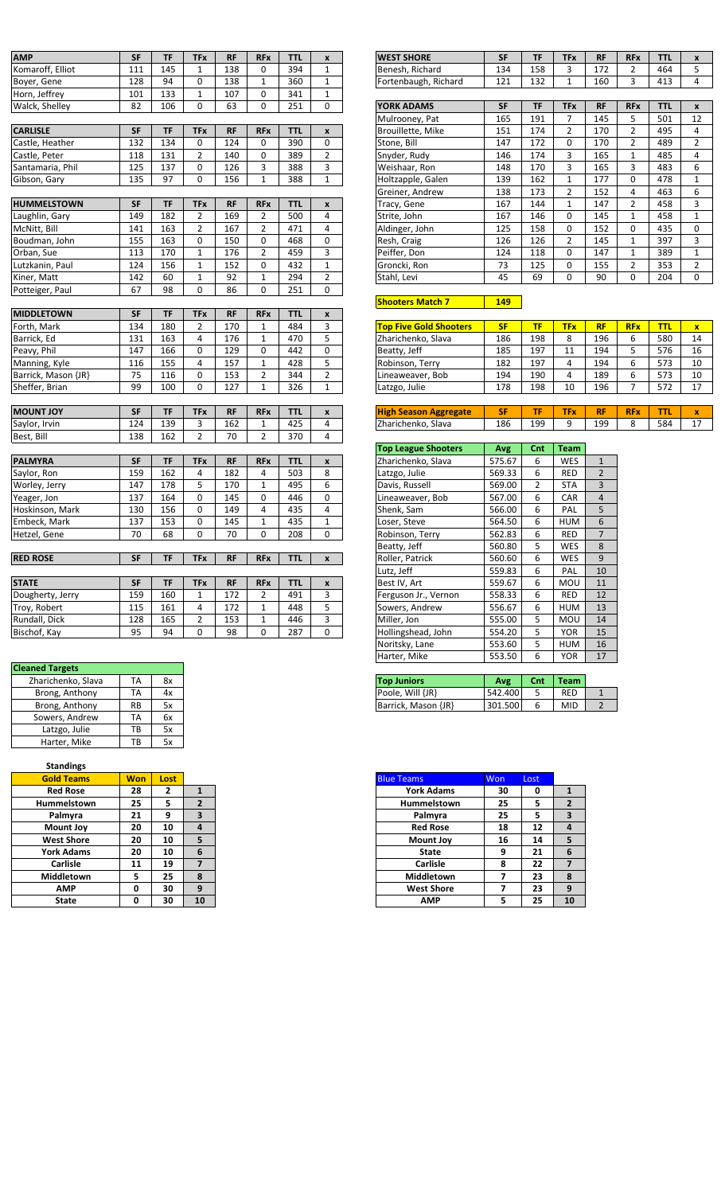| AMP | SF | TF | TFx | RF | RFx | TTL | x |
|---|---|---|---|---|---|---|---|
| Komaroff, Elliot | 111 | 145 | 1 | 138 | 0 | 394 | 1 |
| Boyer, Gene | 128 | 94 | 0 | 138 | 1 | 360 | 1 |
| Horn, Jeffrey | 101 | 133 | 1 | 107 | 0 | 341 | 1 |
| Walck, Shelley | 82 | 106 | 0 | 63 | 0 | 251 | 0 |

| CARLISLE | SF | TF | TFx | RF | RFx | TTL | x |
|---|---|---|---|---|---|---|---|
| Castle, Heather | 132 | 134 | 0 | 124 | 0 | 390 | 0 |
| Castle, Peter | 118 | 131 | 2 | 140 | 0 | 389 | 2 |
| Santamaria, Phil | 125 | 137 | 0 | 126 | 3 | 388 | 3 |
| Gibson, Gary | 135 | 97 | 0 | 156 | 1 | 388 | 1 |

| HUMMELSTOWN | SF | TF | TFx | RF | RFx | TTL | x |
|---|---|---|---|---|---|---|---|
| Laughlin, Gary | 149 | 182 | 2 | 169 | 2 | 500 | 4 |
| McNitt, Bill | 141 | 163 | 2 | 167 | 2 | 471 | 4 |
| Boudman, John | 155 | 163 | 0 | 150 | 0 | 468 | 0 |
| Orban, Sue | 113 | 170 | 1 | 176 | 2 | 459 | 3 |
| Lutzkanin, Paul | 124 | 156 | 1 | 152 | 0 | 432 | 1 |
| Kiner, Matt | 142 | 60 | 1 | 92 | 1 | 294 | 2 |
| Potteiger, Paul | 67 | 98 | 0 | 86 | 0 | 251 | 0 |

| MIDDLETOWN | SF | TF | TFx | RF | RFx | TTL | x |
|---|---|---|---|---|---|---|---|
| Forth, Mark | 134 | 180 | 2 | 170 | 1 | 484 | 3 |
| Barrick, Ed | 131 | 163 | 4 | 176 | 1 | 470 | 5 |
| Peavy, Phil | 147 | 166 | 0 | 129 | 0 | 442 | 0 |
| Manning, Kyle | 116 | 155 | 4 | 157 | 1 | 428 | 5 |
| Barrick, Mason {JR} | 75 | 116 | 0 | 153 | 2 | 344 | 2 |
| Sheffer, Brian | 99 | 100 | 0 | 127 | 1 | 326 | 1 |

| MOUNT JOY | SF | TF | TFx | RF | RFx | TTL | x |
|---|---|---|---|---|---|---|---|
| Saylor, Irvin | 124 | 139 | 3 | 162 | 1 | 425 | 4 |
| Best, Bill | 138 | 162 | 2 | 70 | 2 | 370 | 4 |

| PALMYRA | SF | TF | TFx | RF | RFx | TTL | x |
|---|---|---|---|---|---|---|---|
| Saylor, Ron | 159 | 162 | 4 | 182 | 4 | 503 | 8 |
| Worley, Jerry | 147 | 178 | 5 | 170 | 1 | 495 | 6 |
| Yeager, Jon | 137 | 164 | 0 | 145 | 0 | 446 | 0 |
| Hoskinson, Mark | 130 | 156 | 0 | 149 | 4 | 435 | 4 |
| Embeck, Mark | 137 | 153 | 0 | 145 | 1 | 435 | 1 |
| Hetzel, Gene | 70 | 68 | 0 | 70 | 0 | 208 | 0 |

| RED ROSE | SF | TF | TFx | RF | RFx | TTL | x |
|---|---|---|---|---|---|---|---|

| STATE | SF | TF | TFx | RF | RFx | TTL | x |
|---|---|---|---|---|---|---|---|
| Dougherty, Jerry | 159 | 160 | 1 | 172 | 2 | 491 | 3 |
| Troy, Robert | 115 | 161 | 4 | 172 | 1 | 448 | 5 |
| Rundall, Dick | 128 | 165 | 2 | 153 | 1 | 446 | 3 |
| Bischof, Kay | 95 | 94 | 0 | 98 | 0 | 287 | 0 |

| WEST SHORE | SF | TF | TFx | RF | RFx | TTL | x |
|---|---|---|---|---|---|---|---|
| Benesh, Richard | 134 | 158 | 3 | 172 | 2 | 464 | 5 |
| Fortenbaugh, Richard | 121 | 132 | 1 | 160 | 3 | 413 | 4 |

| YORK ADAMS | SF | TF | TFx | RF | RFx | TTL | x |
|---|---|---|---|---|---|---|---|
| Mulrooney, Pat | 165 | 191 | 7 | 145 | 5 | 501 | 12 |
| Brouillette, Mike | 151 | 174 | 2 | 170 | 2 | 495 | 4 |
| Stone, Bill | 147 | 172 | 0 | 170 | 2 | 489 | 2 |
| Snyder, Rudy | 146 | 174 | 3 | 165 | 1 | 485 | 4 |
| Weishaar, Ron | 148 | 170 | 3 | 165 | 3 | 483 | 6 |
| Holtzapple, Galen | 139 | 162 | 1 | 177 | 0 | 478 | 1 |
| Greiner, Andrew | 138 | 173 | 2 | 152 | 4 | 463 | 6 |
| Tracy, Gene | 167 | 144 | 1 | 147 | 2 | 458 | 3 |
| Strite, John | 167 | 146 | 0 | 145 | 1 | 458 | 1 |
| Aldinger, John | 125 | 158 | 0 | 152 | 0 | 435 | 0 |
| Resh, Craig | 126 | 126 | 2 | 145 | 1 | 397 | 3 |
| Peiffer, Don | 124 | 118 | 0 | 147 | 1 | 389 | 1 |
| Groncki, Ron | 73 | 125 | 0 | 155 | 2 | 353 | 2 |
| Stahl, Levi | 45 | 69 | 0 | 90 | 0 | 204 | 0 |

**Shooters Match 7** 149

| Top Five Gold Shooters | SF | TF | TFx | RF | RFx | TTL | x |
|---|---|---|---|---|---|---|---|
| Zharichenko, Slava | 186 | 198 | 8 | 196 | 6 | 580 | 14 |
| Beatty, Jeff | 185 | 197 | 11 | 194 | 5 | 576 | 16 |
| Robinson, Terry | 182 | 197 | 4 | 194 | 6 | 573 | 10 |
| Lineaweaver, Bob | 194 | 190 | 4 | 189 | 6 | 573 | 10 |
| Latzgo, Julie | 178 | 198 | 10 | 196 | 7 | 572 | 17 |

| High Season Aggregate | SF | TF | TFx | RF | RFx | TTL | x |
|---|---|---|---|---|---|---|---|
| Zharichenko, Slava | 186 | 199 | 9 | 199 | 8 | 584 | 17 |

| Top League Shooters | Avg | Cnt | Team | |
|---|---|---|---|---|
| Zharichenko, Slava | 575.67 | 6 | WES | 1 |
| Latzgo, Julie | 569.33 | 6 | RED | 2 |
| Davis, Russell | 569.00 | 2 | STA | 3 |
| Lineaweaver, Bob | 567.00 | 6 | CAR | 4 |
| Shenk, Sam | 566.00 | 6 | PAL | 5 |
| Loser, Steve | 564.50 | 6 | HUM | 6 |
| Robinson, Terry | 562.83 | 6 | RED | 7 |
| Beatty, Jeff | 560.80 | 5 | WES | 8 |
| Roller, Patrick | 560.60 | 6 | WES | 9 |
| Lutz, Jeff | 559.83 | 6 | PAL | 10 |
| Best IV, Art | 559.67 | 6 | MOU | 11 |
| Ferguson Jr., Vernon | 558.33 | 6 | RED | 12 |
| Sowers, Andrew | 556.67 | 6 | HUM | 13 |
| Miller, Jon | 555.00 | 5 | MOU | 14 |
| Hollingshead, John | 554.20 | 5 | YOR | 15 |
| Noritsky, Lane | 553.60 | 5 | HUM | 16 |
| Harter, Mike | 553.50 | 6 | YOR | 17 |

| Top Juniors | Avg | Cnt | Team | |
|---|---|---|---|---|
| Poole, Will {JR} | 542.400 | 5 | RED | 1 |
| Barrick, Mason {JR} | 301.500 | 6 | MID | 2 |

| Cleaned Targets | | |
|---|---|---|
| Zharichenko, Slava | TA | 8x |
| Brong, Anthony | TA | 4x |
| Brong, Anthony | RB | 5x |
| Sowers, Andrew | TA | 6x |
| Latzgo, Julie | TB | 5x |
| Harter, Mike | TB | 5x |

**Standings**

| Gold Teams | Won | Lost | |
|---|---|---|---|
| Red Rose | 28 | 2 | 1 |
| Hummelstown | 25 | 5 | 2 |
| Palmyra | 21 | 9 | 3 |
| Mount Joy | 20 | 10 | 4 |
| West Shore | 20 | 10 | 5 |
| York Adams | 20 | 10 | 6 |
| Carlisle | 11 | 19 | 7 |
| Middletown | 5 | 25 | 8 |
| AMP | 0 | 30 | 9 |
| State | 0 | 30 | 10 |

| Blue Teams | Won | Lost | |
|---|---|---|---|
| York Adams | 30 | 0 | 1 |
| Hummelstown | 25 | 5 | 2 |
| Palmyra | 25 | 5 | 3 |
| Red Rose | 18 | 12 | 4 |
| Mount Joy | 16 | 14 | 5 |
| State | 9 | 21 | 6 |
| Carlisle | 8 | 22 | 7 |
| Middletown | 7 | 23 | 8 |
| West Shore | 7 | 23 | 9 |
| AMP | 5 | 25 | 10 |